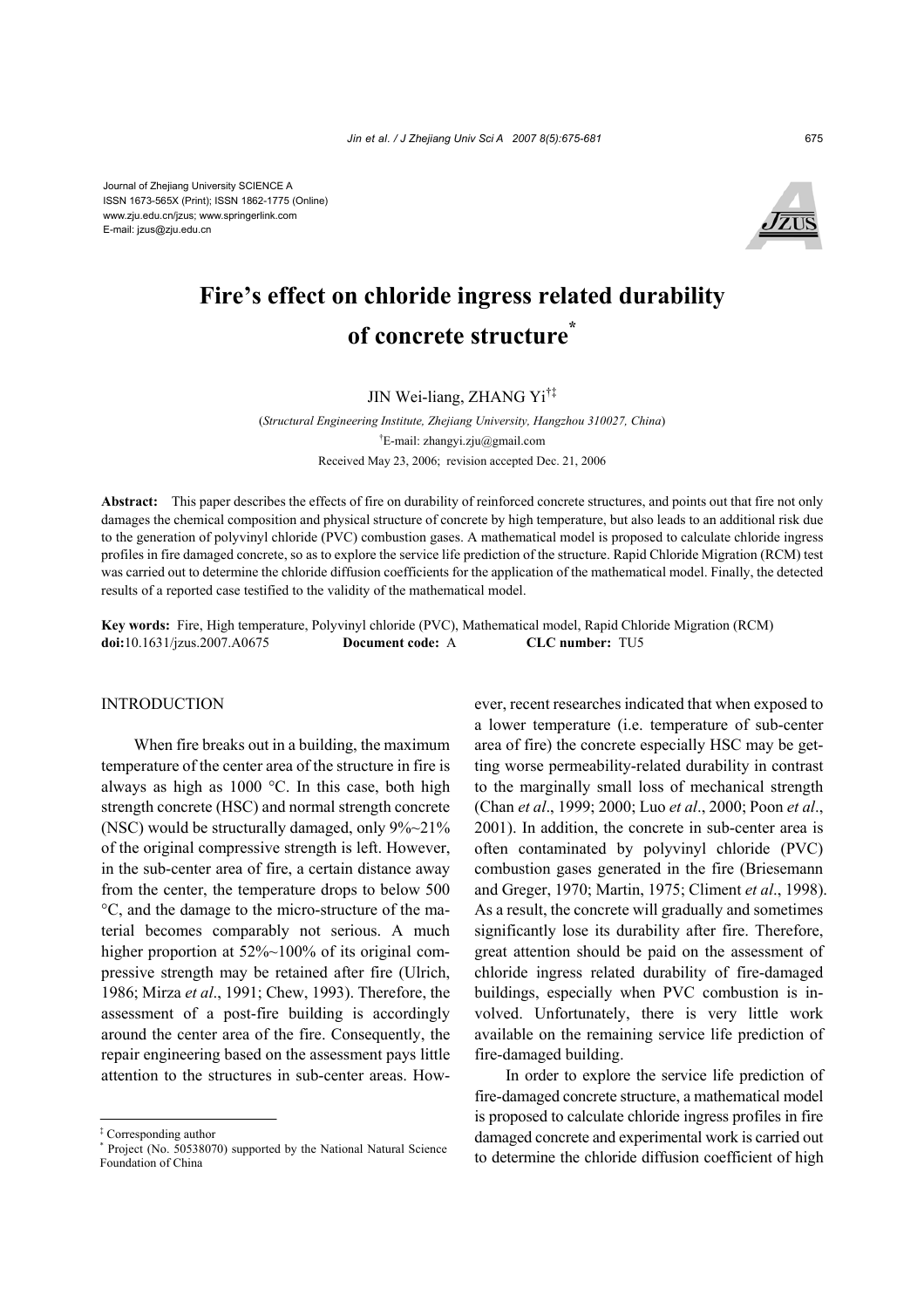Journal of Zhejiang University SCIENCE A
ISSN 1673-565X (Print); ISSN 1862-1775 (Online)
www.zju.edu.cn/jzus; www.springerlink.com
E-mail: jzus@zju.edu.cn

# Fire's effect on chloride ingress related durability of concrete structure*

JIN Wei-liang, ZHANG Yi†‡

(*Structural Engineering Institute, Zhejiang University, Hangzhou 310027, China*)

†E-mail: zhangyi.zju@gmail.com

Received May 23, 2006; revision accepted Dec. 21, 2006

**Abstract:** This paper describes the effects of fire on durability of reinforced concrete structures, and points out that fire not only damages the chemical composition and physical structure of concrete by high temperature, but also leads to an additional risk due to the generation of polyvinyl chloride (PVC) combustion gases. A mathematical model is proposed to calculate chloride ingress profiles in fire damaged concrete, so as to explore the service life prediction of the structure. Rapid Chloride Migration (RCM) test was carried out to determine the chloride diffusion coefficients for the application of the mathematical model. Finally, the detected results of a reported case testified to the validity of the mathematical model.

**Key words:** Fire, High temperature, Polyvinyl chloride (PVC), Mathematical model, Rapid Chloride Migration (RCM)

**doi:**10.1631/jzus.2007.A0675 **Document code:** A **CLC number:** TU5

## INTRODUCTION

When fire breaks out in a building, the maximum temperature of the center area of the structure in fire is always as high as 1000 °C. In this case, both high strength concrete (HSC) and normal strength concrete (NSC) would be structurally damaged, only 9%~21% of the original compressive strength is left. However, in the sub-center area of fire, a certain distance away from the center, the temperature drops to below 500 °C, and the damage to the micro-structure of the material becomes comparably not serious. A much higher proportion at 52%~100% of its original compressive strength may be retained after fire (Ulrich, 1986; Mirza *et al*., 1991; Chew, 1993). Therefore, the assessment of a post-fire building is accordingly around the center area of the fire. Consequently, the repair engineering based on the assessment pays little attention to the structures in sub-center areas. However, recent researches indicated that when exposed to a lower temperature (i.e. temperature of sub-center area of fire) the concrete especially HSC may be getting worse permeability-related durability in contrast to the marginally small loss of mechanical strength (Chan *et al*., 1999; 2000; Luo *et al*., 2000; Poon *et al*., 2001). In addition, the concrete in sub-center area is often contaminated by polyvinyl chloride (PVC) combustion gases generated in the fire (Briesemann and Greger, 1970; Martin, 1975; Climent *et al*., 1998). As a result, the concrete will gradually and sometimes significantly lose its durability after fire. Therefore, great attention should be paid on the assessment of chloride ingress related durability of fire-damaged buildings, especially when PVC combustion is involved. Unfortunately, there is very little work available on the remaining service life prediction of fire-damaged building.

In order to explore the service life prediction of fire-damaged concrete structure, a mathematical model is proposed to calculate chloride ingress profiles in fire damaged concrete and experimental work is carried out to determine the chloride diffusion coefficient of high

‡ Corresponding author

\* Project (No. 50538070) supported by the National Natural Science Foundation of China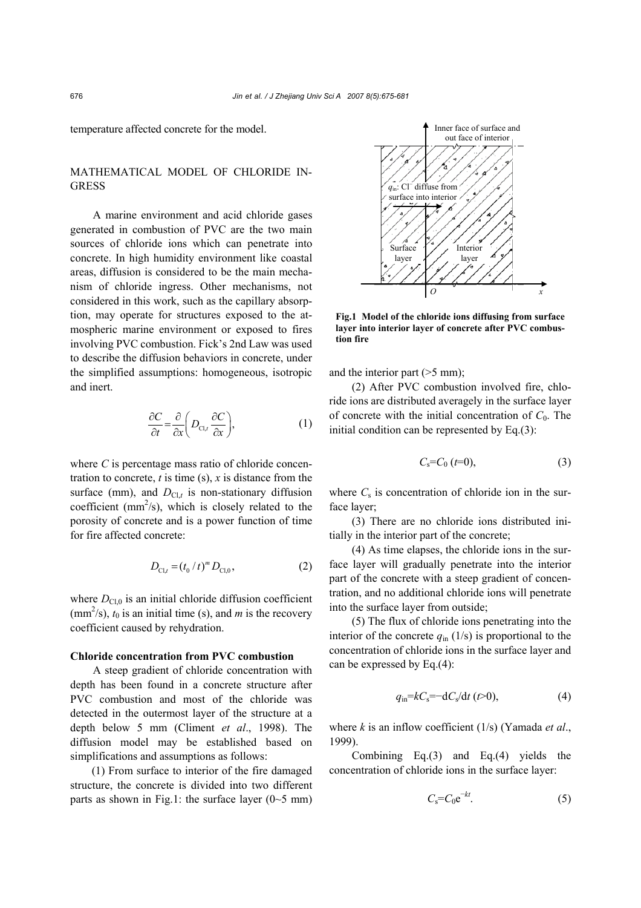temperature affected concrete for the model.

## MATHEMATICAL MODEL OF CHLORIDE INGRESS

A marine environment and acid chloride gases generated in combustion of PVC are the two main sources of chloride ions which can penetrate into concrete. In high humidity environment like coastal areas, diffusion is considered to be the main mechanism of chloride ingress. Other mechanisms, not considered in this work, such as the capillary absorption, may operate for structures exposed to the atmospheric marine environment or exposed to fires involving PVC combustion. Fick's 2nd Law was used to describe the diffusion behaviors in concrete, under the simplified assumptions: homogeneous, isotropic and inert.

$$\frac{\partial C}{\partial t}=\frac{\partial}{\partial x}\left(D_{\mathrm{Cl},t}\frac{\partial C}{\partial x}\right), \tag{1}$$

where $C$ is percentage mass ratio of chloride concentration to concrete, $t$ is time (s), $x$ is distance from the surface (mm), and $D_{\mathrm{Cl},t}$ is non-stationary diffusion coefficient ($\mathrm{mm}^2/\mathrm{s}$), which is closely related to the porosity of concrete and is a power function of time for fire affected concrete:

$$D_{\mathrm{Cl},t}=(t_0/t)^m D_{\mathrm{Cl},0}, \tag{2}$$

where $D_{\mathrm{Cl},0}$ is an initial chloride diffusion coefficient ($\mathrm{mm}^2/\mathrm{s}$), $t_0$ is an initial time (s), and $m$ is the recovery coefficient caused by rehydration.

### Chloride concentration from PVC combustion

A steep gradient of chloride concentration with depth has been found in a concrete structure after PVC combustion and most of the chloride was detected in the outermost layer of the structure at a depth below 5 mm (Climent *et al*., 1998). The diffusion model may be established based on simplifications and assumptions as follows:

(1) From surface to interior of the fire damaged structure, the concrete is divided into two different parts as shown in Fig.1: the surface layer (0~5 mm) and the interior part (>5 mm);

**Fig.1 Model of the chloride ions diffusing from surface layer into interior layer of concrete after PVC combustion fire**

(2) After PVC combustion involved fire, chloride ions are distributed averagely in the surface layer of concrete with the initial concentration of $C_0$. The initial condition can be represented by Eq.(3):

$$C_{\mathrm{s}}=C_0 \ (t=0), \tag{3}$$

where $C_{\mathrm{s}}$ is concentration of chloride ion in the surface layer;

(3) There are no chloride ions distributed initially in the interior part of the concrete;

(4) As time elapses, the chloride ions in the surface layer will gradually penetrate into the interior part of the concrete with a steep gradient of concentration, and no additional chloride ions will penetrate into the surface layer from outside;

(5) The flux of chloride ions penetrating into the interior of the concrete $q_{\mathrm{in}}$ (1/s) is proportional to the concentration of chloride ions in the surface layer and can be expressed by Eq.(4):

$$q_{\mathrm{in}}=kC_{\mathrm{s}}=-\mathrm{d}C_{\mathrm{s}}/\mathrm{d}t \ (t>0), \tag{4}$$

where $k$ is an inflow coefficient (1/s) (Yamada *et al*., 1999).

Combining Eq.(3) and Eq.(4) yields the concentration of chloride ions in the surface layer:

$$C_{\mathrm{s}}=C_0\mathrm{e}^{-kt}. \tag{5}$$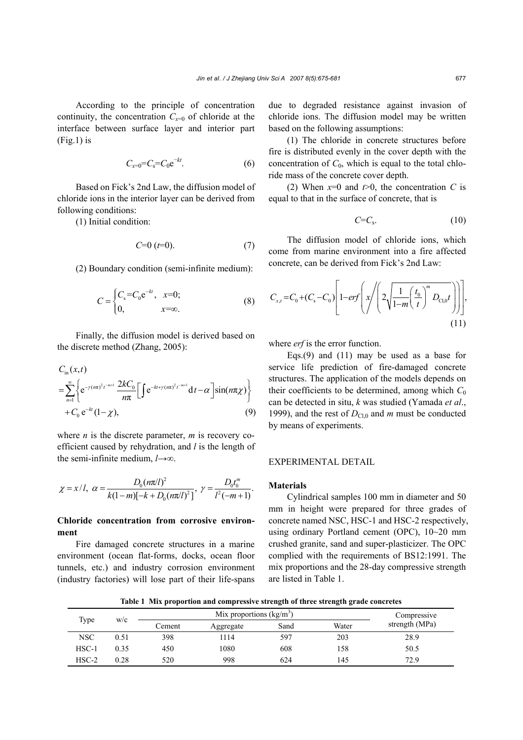According to the principle of concentration continuity, the concentration $C_{x=0}$ of chloride at the interface between surface layer and interior part (Fig.1) is

$$C_{x=0}=C_s=C_0\mathrm{e}^{-kt}. \tag{6}$$

Based on Fick's 2nd Law, the diffusion model of chloride ions in the interior layer can be derived from following conditions:

(1) Initial condition:

$$C=0\ (t=0). \tag{7}$$

(2) Boundary condition (semi-infinite medium):

$$C=\begin{cases}C_s=C_0\mathrm{e}^{-kt}, & x=0;\\ 0, & x=\infty.\end{cases} \tag{8}$$

Finally, the diffusion model is derived based on the discrete method (Zhang, 2005):

$$\begin{aligned}&C_{\mathrm{in}}(x,t)\\&=\sum_{n=1}^{\infty}\left\{\mathrm{e}^{-\gamma(n\pi)^2t^{-m+1}}\frac{2kC_0}{n\pi}\left[\int\mathrm{e}^{-kt+\gamma(n\pi)^2t^{-m+1}}\mathrm{d}t-\alpha\right]\sin(n\pi\chi)\right\}\\&+C_0\,\mathrm{e}^{-kt}(1-\chi),\end{aligned} \tag{9}$$

where $n$ is the discrete parameter, $m$ is recovery coefficient caused by rehydration, and $l$ is the length of the semi-infinite medium, $l\rightarrow\infty$.

$$\chi=x/l,\ \alpha=\frac{D_0(n\pi/l)^2}{k(1-m)[-k+D_0(n\pi/l)^2]},\ \gamma=\frac{D_0t_0^m}{l^2(-m+1)}.$$

## Chloride concentration from corrosive environment

Fire damaged concrete structures in a marine environment (ocean flat-forms, docks, ocean floor tunnels, etc.) and industry corrosion environment (industry factories) will lose part of their life-spans due to degraded resistance against invasion of chloride ions. The diffusion model may be written based on the following assumptions:

(1) The chloride in concrete structures before fire is distributed evenly in the cover depth with the concentration of $C_0$, which is equal to the total chloride mass of the concrete cover depth.

(2) When $x$=0 and $t$>0, the concentration $C$ is equal to that in the surface of concrete, that is

$$C=C_s. \tag{10}$$

The diffusion model of chloride ions, which come from marine environment into a fire affected concrete, can be derived from Fick's 2nd Law:

$$C_{x,t}=C_0+(C_s-C_0)\left[1-erf\left(x\Bigg/\left(2\sqrt{\frac{1}{1-m}\left(\frac{t_0}{t}\right)^m D_{\mathrm{Cl},0}t}\right)\right)\right], \tag{11}$$

where $erf$ is the error function.

Eqs.(9) and (11) may be used as a base for service life prediction of fire-damaged concrete structures. The application of the models depends on their coefficients to be determined, among which $C_0$ can be detected in situ, $k$ was studied (Yamada *et al*., 1999), and the rest of $D_{\mathrm{Cl},0}$ and $m$ must be conducted by means of experiments.

## EXPERIMENTAL DETAIL

### Materials

Cylindrical samples 100 mm in diameter and 50 mm in height were prepared for three grades of concrete named NSC, HSC-1 and HSC-2 respectively, using ordinary Portland cement (OPC), 10~20 mm crushed granite, sand and super-plasticizer. The OPC complied with the requirements of BS12:1991. The mix proportions and the 28-day compressive strength are listed in Table 1.

**Table 1 Mix proportion and compressive strength of three strength grade concretes**

| Type | w/c | Mix proportions ($kg/m^3$) | | | | Compressive strength (MPa) |
|---|---|---|---|---|---|---|
| | | Cement | Aggregate | Sand | Water | |
| NSC | 0.51 | 398 | 1114 | 597 | 203 | 28.9 |
| HSC-1 | 0.35 | 450 | 1080 | 608 | 158 | 50.5 |
| HSC-2 | 0.28 | 520 | 998 | 624 | 145 | 72.9 |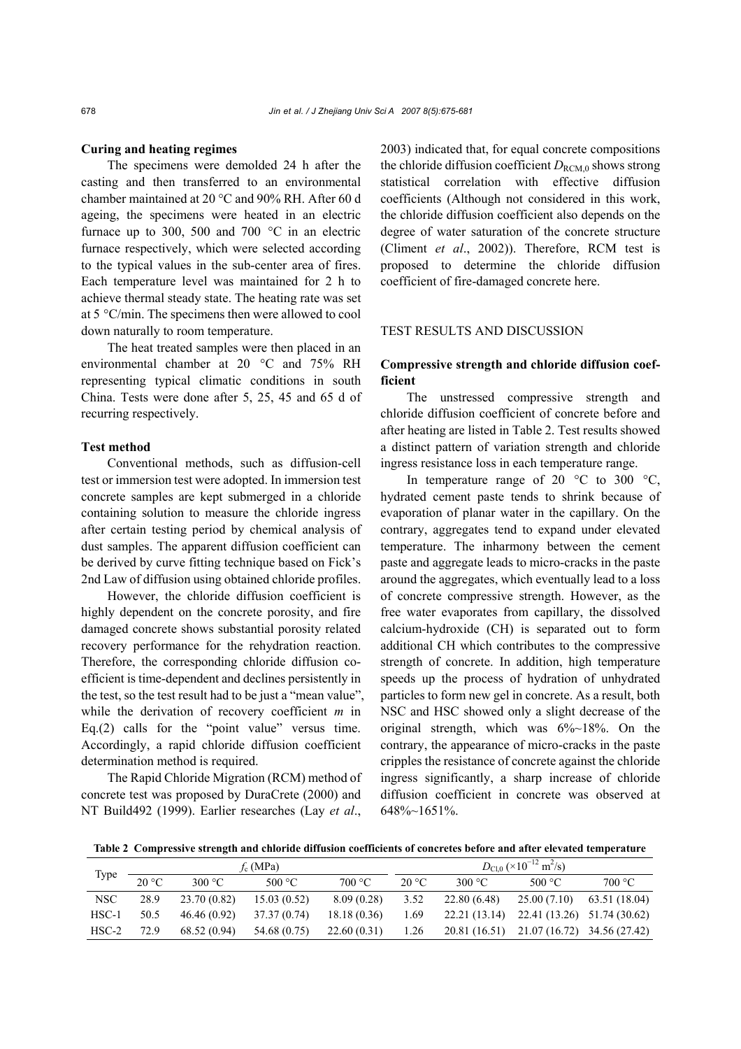### Curing and heating regimes

The specimens were demolded 24 h after the casting and then transferred to an environmental chamber maintained at 20 °C and 90% RH. After 60 d ageing, the specimens were heated in an electric furnace up to 300, 500 and 700 °C in an electric furnace respectively, which were selected according to the typical values in the sub-center area of fires. Each temperature level was maintained for 2 h to achieve thermal steady state. The heating rate was set at 5 °C/min. The specimens then were allowed to cool down naturally to room temperature.

The heat treated samples were then placed in an environmental chamber at 20 °C and 75% RH representing typical climatic conditions in south China. Tests were done after 5, 25, 45 and 65 d of recurring respectively.

### Test method

Conventional methods, such as diffusion-cell test or immersion test were adopted. In immersion test concrete samples are kept submerged in a chloride containing solution to measure the chloride ingress after certain testing period by chemical analysis of dust samples. The apparent diffusion coefficient can be derived by curve fitting technique based on Fick's 2nd Law of diffusion using obtained chloride profiles.

However, the chloride diffusion coefficient is highly dependent on the concrete porosity, and fire damaged concrete shows substantial porosity related recovery performance for the rehydration reaction. Therefore, the corresponding chloride diffusion coefficient is time-dependent and declines persistently in the test, so the test result had to be just a "mean value", while the derivation of recovery coefficient $m$ in Eq.(2) calls for the "point value" versus time. Accordingly, a rapid chloride diffusion coefficient determination method is required.

The Rapid Chloride Migration (RCM) method of concrete test was proposed by DuraCrete (2000) and NT Build492 (1999). Earlier researches (Lay *et al*., 2003) indicated that, for equal concrete compositions the chloride diffusion coefficient $D_{RCM,0}$ shows strong statistical correlation with effective diffusion coefficients (Although not considered in this work, the chloride diffusion coefficient also depends on the degree of water saturation of the concrete structure (Climent *et al*., 2002)). Therefore, RCM test is proposed to determine the chloride diffusion coefficient of fire-damaged concrete here.

## TEST RESULTS AND DISCUSSION

### Compressive strength and chloride diffusion coefficient

The unstressed compressive strength and chloride diffusion coefficient of concrete before and after heating are listed in Table 2. Test results showed a distinct pattern of variation strength and chloride ingress resistance loss in each temperature range.

In temperature range of 20 °C to 300 °C, hydrated cement paste tends to shrink because of evaporation of planar water in the capillary. On the contrary, aggregates tend to expand under elevated temperature. The inharmony between the cement paste and aggregate leads to micro-cracks in the paste around the aggregates, which eventually lead to a loss of concrete compressive strength. However, as the free water evaporates from capillary, the dissolved calcium-hydroxide (CH) is separated out to form additional CH which contributes to the compressive strength of concrete. In addition, high temperature speeds up the process of hydration of unhydrated particles to form new gel in concrete. As a result, both NSC and HSC showed only a slight decrease of the original strength, which was 6%~18%. On the contrary, the appearance of micro-cracks in the paste cripples the resistance of concrete against the chloride ingress significantly, a sharp increase of chloride diffusion coefficient in concrete was observed at 648%~1651%.

**Table 2 Compressive strength and chloride diffusion coefficients of concretes before and after elevated temperature**

| Type | $f_c$ (MPa) | | | | $D_{Cl,0}$ ($\times10^{-12}$ m$^2$/s) | | | |
|---|---|---|---|---|---|---|---|---|
| | 20 °C | 300 °C | 500 °C | 700 °C | 20 °C | 300 °C | 500 °C | 700 °C |
| NSC | 28.9 | 23.70 (0.82) | 15.03 (0.52) | 8.09 (0.28) | 3.52 | 22.80 (6.48) | 25.00 (7.10) | 63.51 (18.04) |
| HSC-1 | 50.5 | 46.46 (0.92) | 37.37 (0.74) | 18.18 (0.36) | 1.69 | 22.21 (13.14) | 22.41 (13.26) | 51.74 (30.62) |
| HSC-2 | 72.9 | 68.52 (0.94) | 54.68 (0.75) | 22.60 (0.31) | 1.26 | 20.81 (16.51) | 21.07 (16.72) | 34.56 (27.42) |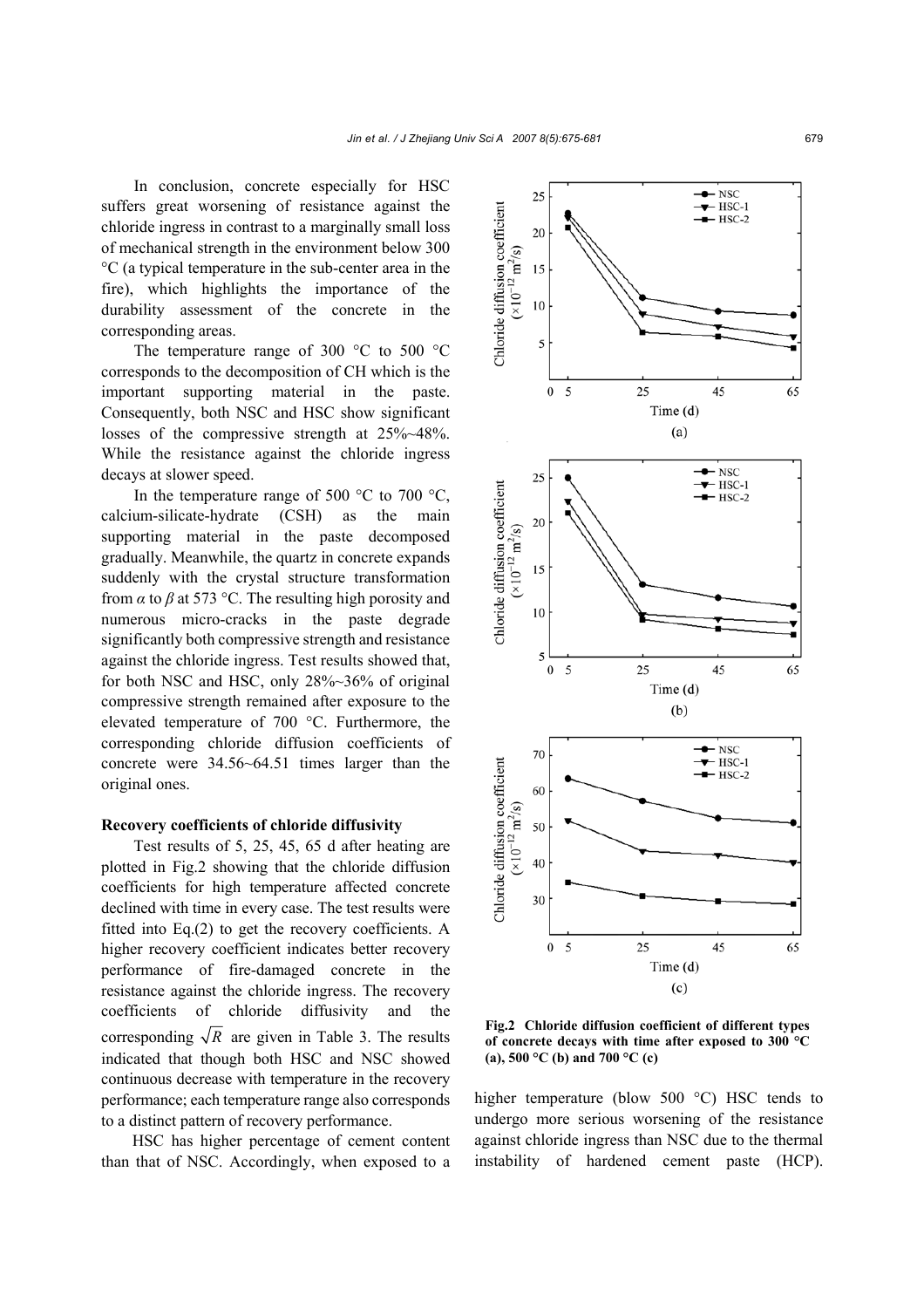In conclusion, concrete especially for HSC suffers great worsening of resistance against the chloride ingress in contrast to a marginally small loss of mechanical strength in the environment below 300 °C (a typical temperature in the sub-center area in the fire), which highlights the importance of the durability assessment of the concrete in the corresponding areas.

The temperature range of 300 °C to 500 °C corresponds to the decomposition of CH which is the important supporting material in the paste. Consequently, both NSC and HSC show significant losses of the compressive strength at 25%~48%. While the resistance against the chloride ingress decays at slower speed.

In the temperature range of 500 °C to 700 °C, calcium-silicate-hydrate (CSH) as the main supporting material in the paste decomposed gradually. Meanwhile, the quartz in concrete expands suddenly with the crystal structure transformation from $\alpha$ to $\beta$ at 573 °C. The resulting high porosity and numerous micro-cracks in the paste degrade significantly both compressive strength and resistance against the chloride ingress. Test results showed that, for both NSC and HSC, only 28%~36% of original compressive strength remained after exposure to the elevated temperature of 700 °C. Furthermore, the corresponding chloride diffusion coefficients of concrete were 34.56~64.51 times larger than the original ones.

**Recovery coefficients of chloride diffusivity**

Test results of 5, 25, 45, 65 d after heating are plotted in Fig.2 showing that the chloride diffusion coefficients for high temperature affected concrete declined with time in every case. The test results were fitted into Eq.(2) to get the recovery coefficients. A higher recovery coefficient indicates better recovery performance of fire-damaged concrete in the resistance against the chloride ingress. The recovery coefficients of chloride diffusivity and the corresponding $\sqrt{R}$ are given in Table 3. The results indicated that though both HSC and NSC showed continuous decrease with temperature in the recovery performance; each temperature range also corresponds to a distinct pattern of recovery performance.

HSC has higher percentage of cement content than that of NSC. Accordingly, when exposed to a higher temperature (blow 500 °C) HSC tends to undergo more serious worsening of the resistance against chloride ingress than NSC due to the thermal instability of hardened cement paste (HCP).

**Fig.2 Chloride diffusion coefficient of different types of concrete decays with time after exposed to 300 °C (a), 500 °C (b) and 700 °C (c)**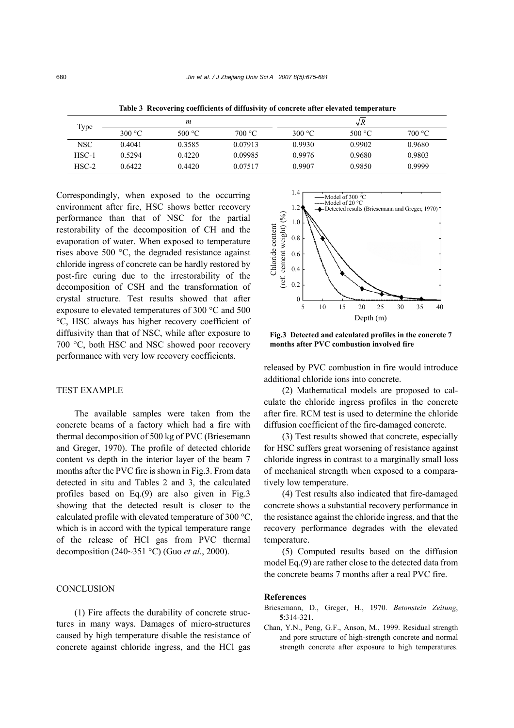**Table 3 Recovering coefficients of diffusivity of concrete after elevated temperature**

| Type | $m$ | | | $\sqrt{R}$ | | |
|---|---|---|---|---|---|---|
| | 300 °C | 500 °C | 700 °C | 300 °C | 500 °C | 700 °C |
| NSC | 0.4041 | 0.3585 | 0.07913 | 0.9930 | 0.9902 | 0.9680 |
| HSC-1 | 0.5294 | 0.4220 | 0.09985 | 0.9976 | 0.9680 | 0.9803 |
| HSC-2 | 0.6422 | 0.4420 | 0.07517 | 0.9907 | 0.9850 | 0.9999 |

Correspondingly, when exposed to the occurring environment after fire, HSC shows better recovery performance than that of NSC for the partial restorability of the decomposition of CH and the evaporation of water. When exposed to temperature rises above 500 °C, the degraded resistance against chloride ingress of concrete can be hardly restored by post-fire curing due to the irrestorability of the decomposition of CSH and the transformation of crystal structure. Test results showed that after exposure to elevated temperatures of 300 °C and 500 °C, HSC always has higher recovery coefficient of diffusivity than that of NSC, while after exposure to 700 °C, both HSC and NSC showed poor recovery performance with very low recovery coefficients.

## TEST EXAMPLE

The available samples were taken from the concrete beams of a factory which had a fire with thermal decomposition of 500 kg of PVC (Briesemann and Greger, 1970). The profile of detected chloride content vs depth in the interior layer of the beam 7 months after the PVC fire is shown in Fig.3. From data detected in situ and Tables 2 and 3, the calculated profiles based on Eq.(9) are also given in Fig.3 showing that the detected result is closer to the calculated profile with elevated temperature of 300 °C, which is in accord with the typical temperature range of the release of HCl gas from PVC thermal decomposition (240~351 °C) (Guo *et al*., 2000).

**Fig.3 Detected and calculated profiles in the concrete 7 months after PVC combustion involved fire**

## CONCLUSION

(1) Fire affects the durability of concrete structures in many ways. Damages of micro-structures caused by high temperature disable the resistance of concrete against chloride ingress, and the HCl gas released by PVC combustion in fire would introduce additional chloride ions into concrete.

(2) Mathematical models are proposed to calculate the chloride ingress profiles in the concrete after fire. RCM test is used to determine the chloride diffusion coefficient of the fire-damaged concrete.

(3) Test results showed that concrete, especially for HSC suffers great worsening of resistance against chloride ingress in contrast to a marginally small loss of mechanical strength when exposed to a comparatively low temperature.

(4) Test results also indicated that fire-damaged concrete shows a substantial recovery performance in the resistance against the chloride ingress, and that the recovery performance degrades with the elevated temperature.

(5) Computed results based on the diffusion model Eq.(9) are rather close to the detected data from the concrete beams 7 months after a real PVC fire.

## References

Briesemann, D., Greger, H., 1970. *Betonstein Zeitung*, **5**:314-321.

Chan, Y.N., Peng, G.F., Anson, M., 1999. Residual strength and pore structure of high-strength concrete and normal strength concrete after exposure to high temperatures.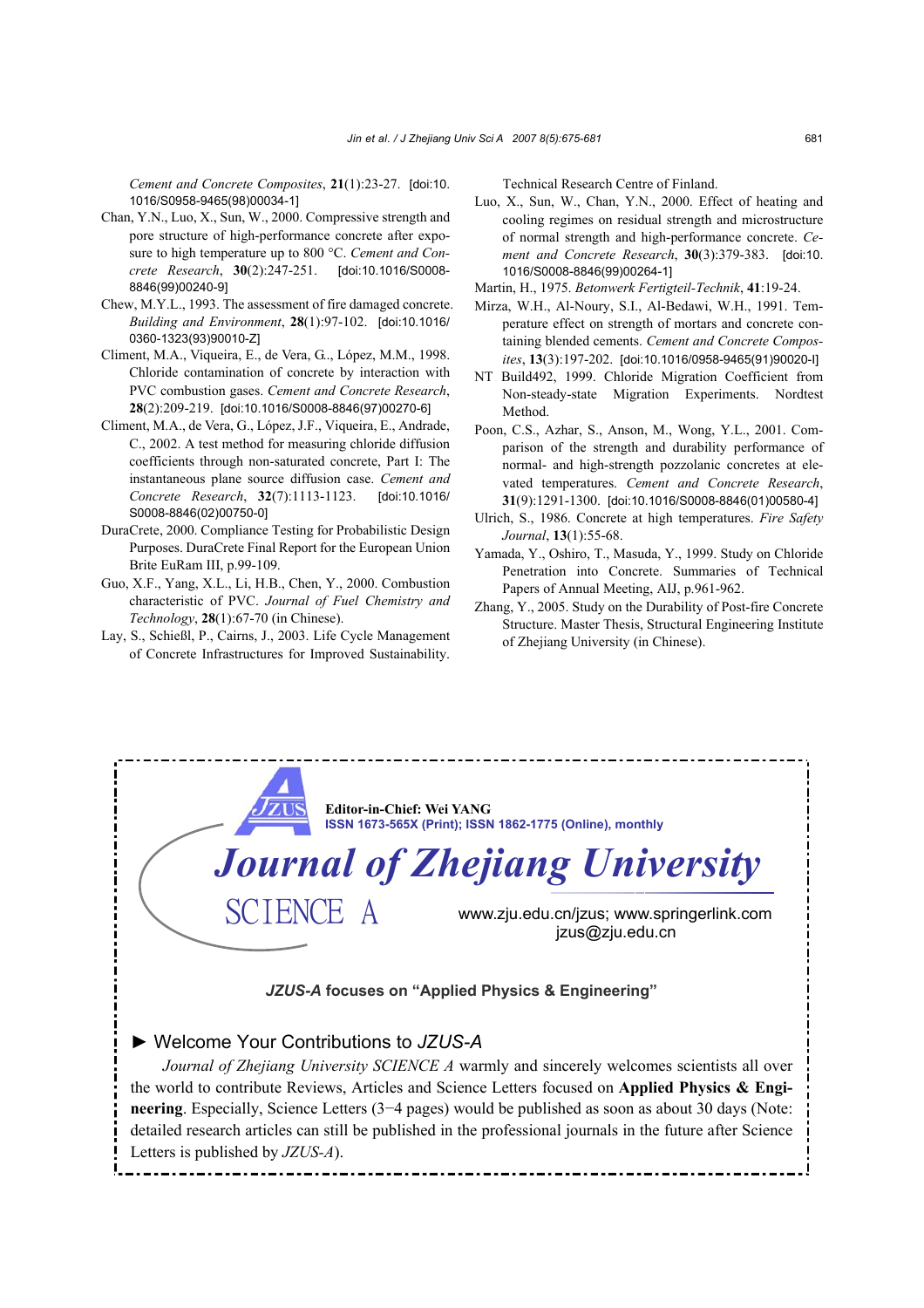*Cement and Concrete Composites*, **21**(1):23-27. [doi:10.1016/S0958-9465(98)00034-1]

Chan, Y.N., Luo, X., Sun, W., 2000. Compressive strength and pore structure of high-performance concrete after exposure to high temperature up to 800 °C. *Cement and Concrete Research*, **30**(2):247-251. [doi:10.1016/S0008-8846(99)00240-9]

Chew, M.Y.L., 1993. The assessment of fire damaged concrete. *Building and Environment*, **28**(1):97-102. [doi:10.1016/0360-1323(93)90010-Z]

Climent, M.A., Viqueira, E., de Vera, G., López, M.M., 1998. Chloride contamination of concrete by interaction with PVC combustion gases. *Cement and Concrete Research*, **28**(2):209-219. [doi:10.1016/S0008-8846(97)00270-6]

Climent, M.A., de Vera, G., López, J.F., Viqueira, E., Andrade, C., 2002. A test method for measuring chloride diffusion coefficients through non-saturated concrete, Part I: The instantaneous plane source diffusion case. *Cement and Concrete Research*, **32**(7):1113-1123. [doi:10.1016/S0008-8846(02)00750-0]

DuraCrete, 2000. Compliance Testing for Probabilistic Design Purposes. DuraCrete Final Report for the European Union Brite EuRam III, p.99-109.

Guo, X.F., Yang, X.L., Li, H.B., Chen, Y., 2000. Combustion characteristic of PVC. *Journal of Fuel Chemistry and Technology*, **28**(1):67-70 (in Chinese).

Lay, S., Schießl, P., Cairns, J., 2003. Life Cycle Management of Concrete Infrastructures for Improved Sustainability. Technical Research Centre of Finland.

Luo, X., Sun, W., Chan, Y.N., 2000. Effect of heating and cooling regimes on residual strength and microstructure of normal strength and high-performance concrete. *Cement and Concrete Research*, **30**(3):379-383. [doi:10.1016/S0008-8846(99)00264-1]

Martin, H., 1975. *Betonwerk Fertigteil-Technik*, **41**:19-24.

Mirza, W.H., Al-Noury, S.I., Al-Bedawi, W.H., 1991. Temperature effect on strength of mortars and concrete containing blended cements. *Cement and Concrete Composites*, **13**(3):197-202. [doi:10.1016/0958-9465(91)90020-I]

NT Build492, 1999. Chloride Migration Coefficient from Non-steady-state Migration Experiments. Nordtest Method.

Poon, C.S., Azhar, S., Anson, M., Wong, Y.L., 2001. Comparison of the strength and durability performance of normal- and high-strength pozzolanic concretes at elevated temperatures. *Cement and Concrete Research*, **31**(9):1291-1300. [doi:10.1016/S0008-8846(01)00580-4]

Ulrich, S., 1986. Concrete at high temperatures. *Fire Safety Journal*, **13**(1):55-68.

Yamada, Y., Oshiro, T., Masuda, Y., 1999. Study on Chloride Penetration into Concrete. Summaries of Technical Papers of Annual Meeting, AIJ, p.961-962.

Zhang, Y., 2005. Study on the Durability of Post-fire Concrete Structure. Master Thesis, Structural Engineering Institute of Zhejiang University (in Chinese).

---

**Editor-in-Chief: Wei YANG**
ISSN 1673-565X (Print); ISSN 1862-1775 (Online), monthly

# *Journal of Zhejiang University* SCIENCE A

www.zju.edu.cn/jzus; www.springerlink.com
jzus@zju.edu.cn

***JZUS-A*** **focuses on "Applied Physics & Engineering"**

► Welcome Your Contributions to *JZUS-A*

*Journal of Zhejiang University SCIENCE A* warmly and sincerely welcomes scientists all over the world to contribute Reviews, Articles and Science Letters focused on **Applied Physics & Engineering**. Especially, Science Letters (3−4 pages) would be published as soon as about 30 days (Note: detailed research articles can still be published in the professional journals in the future after Science Letters is published by *JZUS-A*).